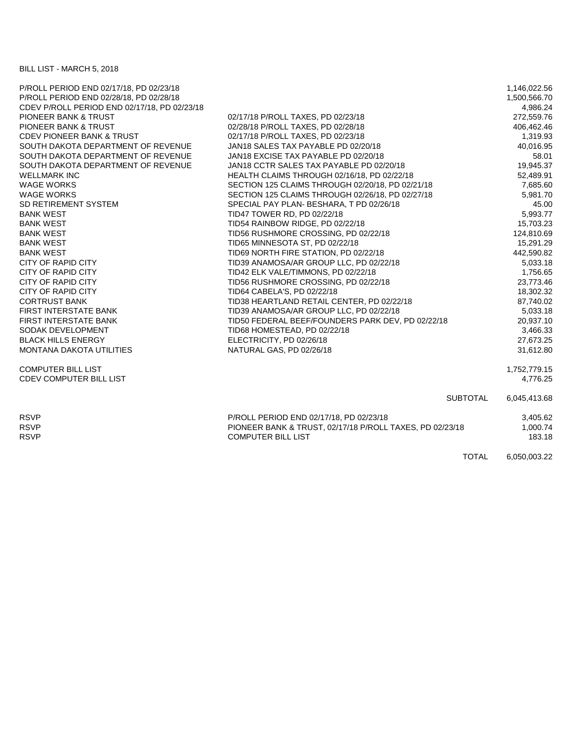BILL LIST - MARCH 5, 2018

| | | |
|---|---|---|
| P/ROLL PERIOD END 02/17/18, PD 02/23/18 | | 1,146,022.56 |
| P/ROLL PERIOD END 02/28/18, PD 02/28/18 | | 1,500,566.70 |
| CDEV P/ROLL PERIOD END 02/17/18, PD 02/23/18 | | 4,986.24 |
| PIONEER BANK & TRUST | 02/17/18 P/ROLL TAXES, PD 02/23/18 | 272,559.76 |
| PIONEER BANK & TRUST | 02/28/18 P/ROLL TAXES, PD 02/28/18 | 406,462.46 |
| CDEV PIONEER BANK & TRUST | 02/17/18 P/ROLL TAXES, PD 02/23/18 | 1,319.93 |
| SOUTH DAKOTA DEPARTMENT OF REVENUE | JAN18 SALES TAX PAYABLE PD 02/20/18 | 40,016.95 |
| SOUTH DAKOTA DEPARTMENT OF REVENUE | JAN18 EXCISE TAX PAYABLE PD 02/20/18 | 58.01 |
| SOUTH DAKOTA DEPARTMENT OF REVENUE | JAN18 CCTR SALES TAX PAYABLE PD 02/20/18 | 19,945.37 |
| WELLMARK INC | HEALTH CLAIMS THROUGH 02/16/18, PD 02/22/18 | 52,489.91 |
| WAGE WORKS | SECTION 125 CLAIMS THROUGH 02/20/18, PD 02/21/18 | 7,685.60 |
| WAGE WORKS | SECTION 125 CLAIMS THROUGH 02/26/18, PD 02/27/18 | 5,981.70 |
| SD RETIREMENT SYSTEM | SPECIAL PAY PLAN- BESHARA, T PD 02/26/18 | 45.00 |
| BANK WEST | TID47 TOWER RD, PD 02/22/18 | 5,993.77 |
| BANK WEST | TID54 RAINBOW RIDGE, PD 02/22/18 | 15,703.23 |
| BANK WEST | TID56 RUSHMORE CROSSING, PD 02/22/18 | 124,810.69 |
| BANK WEST | TID65 MINNESOTA ST, PD 02/22/18 | 15,291.29 |
| BANK WEST | TID69 NORTH FIRE STATION, PD 02/22/18 | 442,590.82 |
| CITY OF RAPID CITY | TID39 ANAMOSA/AR GROUP LLC, PD 02/22/18 | 5,033.18 |
| CITY OF RAPID CITY | TID42 ELK VALE/TIMMONS, PD 02/22/18 | 1,756.65 |
| CITY OF RAPID CITY | TID56 RUSHMORE CROSSING, PD 02/22/18 | 23,773.46 |
| CITY OF RAPID CITY | TID64 CABELA'S, PD 02/22/18 | 18,302.32 |
| CORTRUST BANK | TID38 HEARTLAND RETAIL CENTER, PD 02/22/18 | 87,740.02 |
| FIRST INTERSTATE BANK | TID39 ANAMOSA/AR GROUP LLC, PD 02/22/18 | 5,033.18 |
| FIRST INTERSTATE BANK | TID50 FEDERAL BEEF/FOUNDERS PARK DEV, PD 02/22/18 | 20,937.10 |
| SODAK DEVELOPMENT | TID68 HOMESTEAD, PD 02/22/18 | 3,466.33 |
| BLACK HILLS ENERGY | ELECTRICITY, PD 02/26/18 | 27,673.25 |
| MONTANA DAKOTA UTILITIES | NATURAL GAS, PD 02/26/18 | 31,612.80 |
| | | |
| COMPUTER BILL LIST | | 1,752,779.15 |
| CDEV COMPUTER BILL LIST | | 4,776.25 |
| | | |
| | SUBTOTAL | 6,045,413.68 |
| | | |
| RSVP | P/ROLL PERIOD END 02/17/18, PD 02/23/18 | 3,405.62 |
| RSVP | PIONEER BANK & TRUST, 02/17/18 P/ROLL TAXES, PD 02/23/18 | 1,000.74 |
| RSVP | COMPUTER BILL LIST | 183.18 |
| | | |
| | TOTAL | 6,050,003.22 |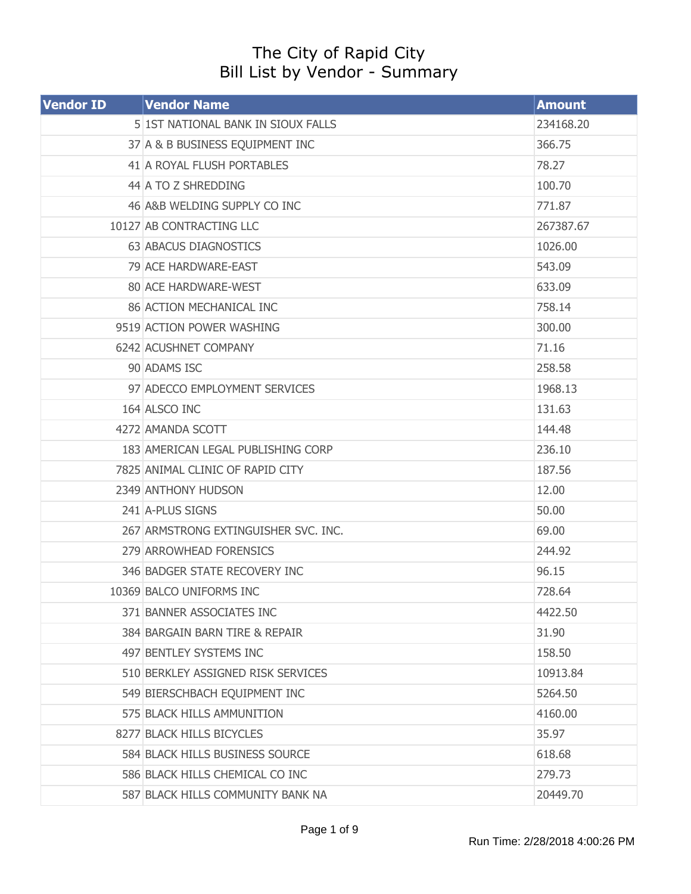# The City of Rapid City
## Bill List by Vendor - Summary

| Vendor ID | Vendor Name | Amount |
|---|---|---|
| 5 | 1ST NATIONAL BANK IN SIOUX FALLS | 234168.20 |
| 37 | A & B BUSINESS EQUIPMENT INC | 366.75 |
| 41 | A ROYAL FLUSH PORTABLES | 78.27 |
| 44 | A TO Z SHREDDING | 100.70 |
| 46 | A&B WELDING SUPPLY CO INC | 771.87 |
| 10127 | AB CONTRACTING LLC | 267387.67 |
| 63 | ABACUS DIAGNOSTICS | 1026.00 |
| 79 | ACE HARDWARE-EAST | 543.09 |
| 80 | ACE HARDWARE-WEST | 633.09 |
| 86 | ACTION MECHANICAL INC | 758.14 |
| 9519 | ACTION POWER WASHING | 300.00 |
| 6242 | ACUSHNET COMPANY | 71.16 |
| 90 | ADAMS ISC | 258.58 |
| 97 | ADECCO EMPLOYMENT SERVICES | 1968.13 |
| 164 | ALSCO INC | 131.63 |
| 4272 | AMANDA SCOTT | 144.48 |
| 183 | AMERICAN LEGAL PUBLISHING CORP | 236.10 |
| 7825 | ANIMAL CLINIC OF RAPID CITY | 187.56 |
| 2349 | ANTHONY HUDSON | 12.00 |
| 241 | A-PLUS SIGNS | 50.00 |
| 267 | ARMSTRONG EXTINGUISHER SVC. INC. | 69.00 |
| 279 | ARROWHEAD FORENSICS | 244.92 |
| 346 | BADGER STATE RECOVERY INC | 96.15 |
| 10369 | BALCO UNIFORMS INC | 728.64 |
| 371 | BANNER ASSOCIATES INC | 4422.50 |
| 384 | BARGAIN BARN TIRE & REPAIR | 31.90 |
| 497 | BENTLEY SYSTEMS INC | 158.50 |
| 510 | BERKLEY ASSIGNED RISK SERVICES | 10913.84 |
| 549 | BIERSCHBACH EQUIPMENT INC | 5264.50 |
| 575 | BLACK HILLS AMMUNITION | 4160.00 |
| 8277 | BLACK HILLS BICYCLES | 35.97 |
| 584 | BLACK HILLS BUSINESS SOURCE | 618.68 |
| 586 | BLACK HILLS CHEMICAL CO INC | 279.73 |
| 587 | BLACK HILLS COMMUNITY BANK NA | 20449.70 |

Run Time: 2/28/2018 4:00:26 PM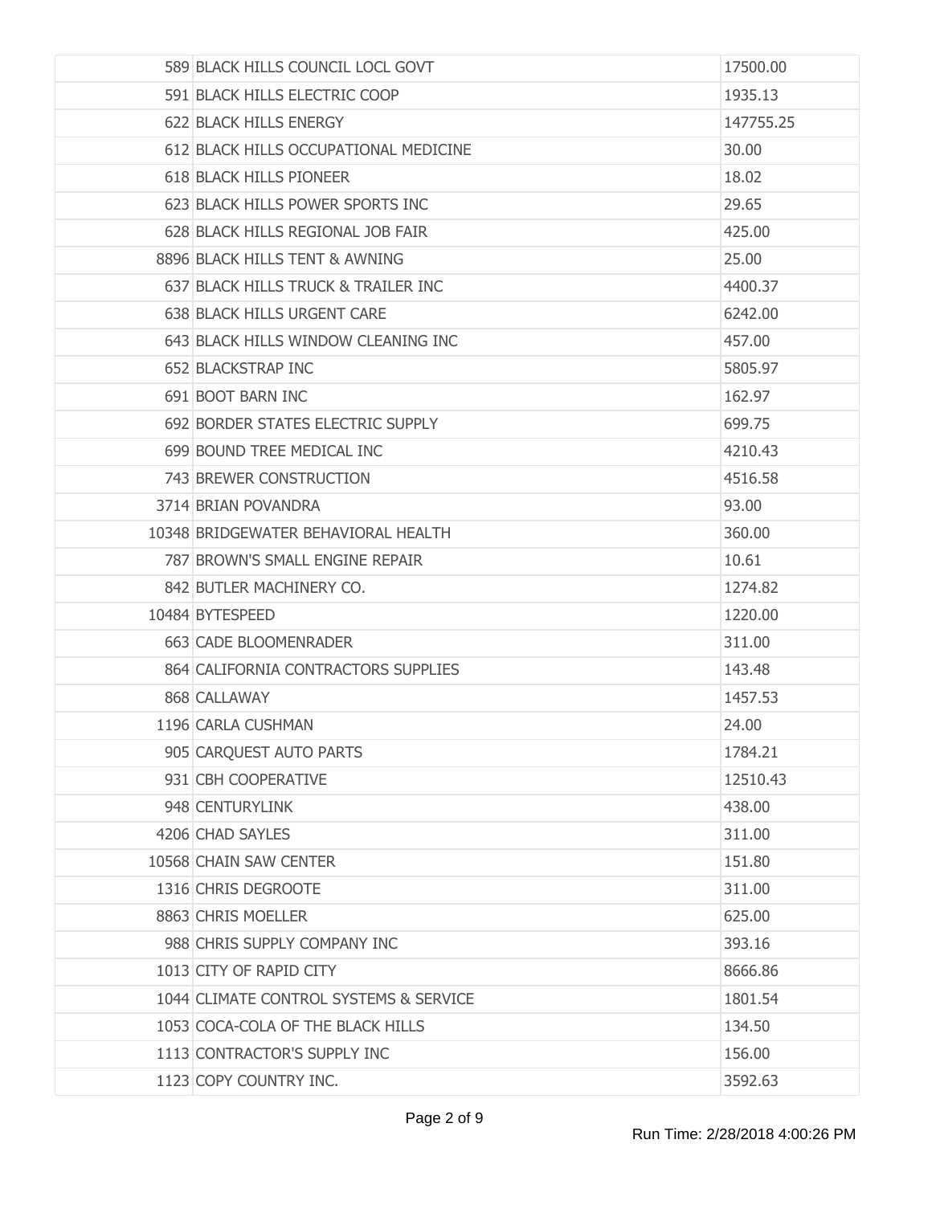| | | |
|---|---|---|
| 589 | BLACK HILLS COUNCIL LOCL GOVT | 17500.00 |
| 591 | BLACK HILLS ELECTRIC COOP | 1935.13 |
| 622 | BLACK HILLS ENERGY | 147755.25 |
| 612 | BLACK HILLS OCCUPATIONAL MEDICINE | 30.00 |
| 618 | BLACK HILLS PIONEER | 18.02 |
| 623 | BLACK HILLS POWER SPORTS INC | 29.65 |
| 628 | BLACK HILLS REGIONAL JOB FAIR | 425.00 |
| 8896 | BLACK HILLS TENT & AWNING | 25.00 |
| 637 | BLACK HILLS TRUCK & TRAILER INC | 4400.37 |
| 638 | BLACK HILLS URGENT CARE | 6242.00 |
| 643 | BLACK HILLS WINDOW CLEANING INC | 457.00 |
| 652 | BLACKSTRAP INC | 5805.97 |
| 691 | BOOT BARN INC | 162.97 |
| 692 | BORDER STATES ELECTRIC SUPPLY | 699.75 |
| 699 | BOUND TREE MEDICAL INC | 4210.43 |
| 743 | BREWER CONSTRUCTION | 4516.58 |
| 3714 | BRIAN POVANDRA | 93.00 |
| 10348 | BRIDGEWATER BEHAVIORAL HEALTH | 360.00 |
| 787 | BROWN'S SMALL ENGINE REPAIR | 10.61 |
| 842 | BUTLER MACHINERY CO. | 1274.82 |
| 10484 | BYTESPEED | 1220.00 |
| 663 | CADE BLOOMENRADER | 311.00 |
| 864 | CALIFORNIA CONTRACTORS SUPPLIES | 143.48 |
| 868 | CALLAWAY | 1457.53 |
| 1196 | CARLA CUSHMAN | 24.00 |
| 905 | CARQUEST AUTO PARTS | 1784.21 |
| 931 | CBH COOPERATIVE | 12510.43 |
| 948 | CENTURYLINK | 438.00 |
| 4206 | CHAD SAYLES | 311.00 |
| 10568 | CHAIN SAW CENTER | 151.80 |
| 1316 | CHRIS DEGROOTE | 311.00 |
| 8863 | CHRIS MOELLER | 625.00 |
| 988 | CHRIS SUPPLY COMPANY INC | 393.16 |
| 1013 | CITY OF RAPID CITY | 8666.86 |
| 1044 | CLIMATE CONTROL SYSTEMS & SERVICE | 1801.54 |
| 1053 | COCA-COLA OF THE BLACK HILLS | 134.50 |
| 1113 | CONTRACTOR'S SUPPLY INC | 156.00 |
| 1123 | COPY COUNTRY INC. | 3592.63 |

Run Time: 2/28/2018 4:00:26 PM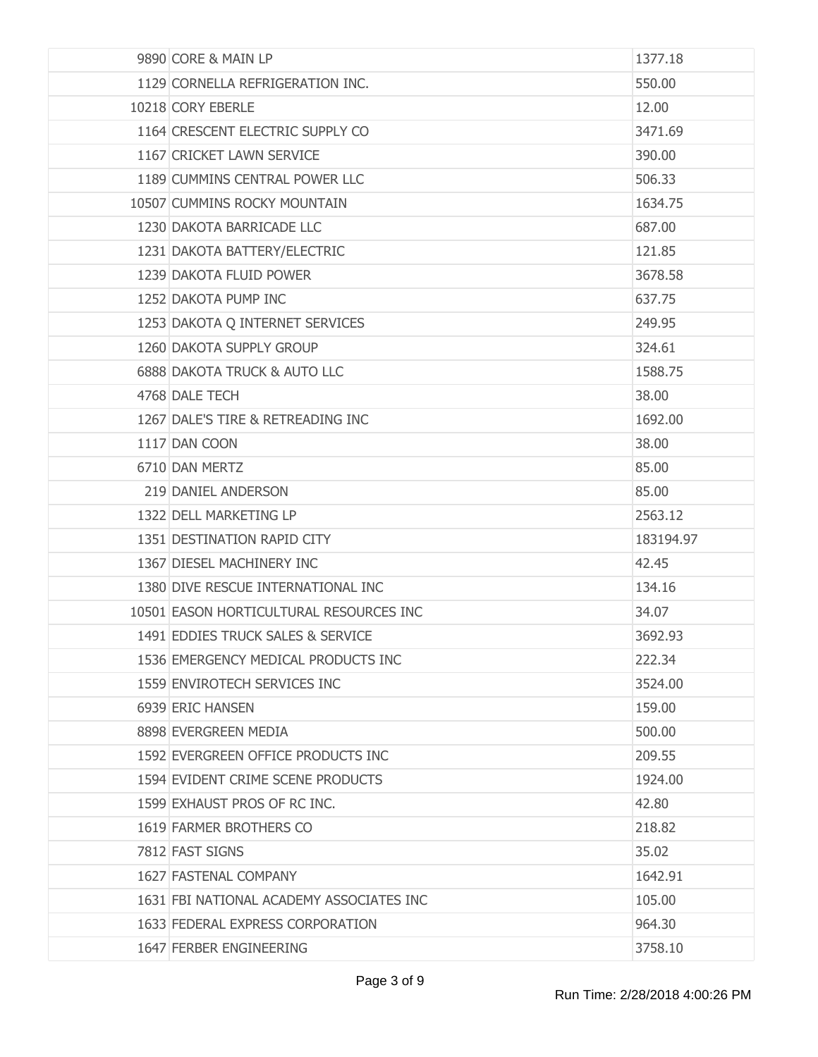| | | |
|---|---|---|
| 9890 | CORE & MAIN LP | 1377.18 |
| 1129 | CORNELLA REFRIGERATION INC. | 550.00 |
| 10218 | CORY EBERLE | 12.00 |
| 1164 | CRESCENT ELECTRIC SUPPLY CO | 3471.69 |
| 1167 | CRICKET LAWN SERVICE | 390.00 |
| 1189 | CUMMINS CENTRAL POWER LLC | 506.33 |
| 10507 | CUMMINS ROCKY MOUNTAIN | 1634.75 |
| 1230 | DAKOTA BARRICADE LLC | 687.00 |
| 1231 | DAKOTA BATTERY/ELECTRIC | 121.85 |
| 1239 | DAKOTA FLUID POWER | 3678.58 |
| 1252 | DAKOTA PUMP INC | 637.75 |
| 1253 | DAKOTA Q INTERNET SERVICES | 249.95 |
| 1260 | DAKOTA SUPPLY GROUP | 324.61 |
| 6888 | DAKOTA TRUCK & AUTO LLC | 1588.75 |
| 4768 | DALE TECH | 38.00 |
| 1267 | DALE'S TIRE & RETREADING INC | 1692.00 |
| 1117 | DAN COON | 38.00 |
| 6710 | DAN MERTZ | 85.00 |
| 219 | DANIEL ANDERSON | 85.00 |
| 1322 | DELL MARKETING LP | 2563.12 |
| 1351 | DESTINATION RAPID CITY | 183194.97 |
| 1367 | DIESEL MACHINERY INC | 42.45 |
| 1380 | DIVE RESCUE INTERNATIONAL INC | 134.16 |
| 10501 | EASON HORTICULTURAL RESOURCES INC | 34.07 |
| 1491 | EDDIES TRUCK SALES & SERVICE | 3692.93 |
| 1536 | EMERGENCY MEDICAL PRODUCTS INC | 222.34 |
| 1559 | ENVIROTECH SERVICES INC | 3524.00 |
| 6939 | ERIC HANSEN | 159.00 |
| 8898 | EVERGREEN MEDIA | 500.00 |
| 1592 | EVERGREEN OFFICE PRODUCTS INC | 209.55 |
| 1594 | EVIDENT CRIME SCENE PRODUCTS | 1924.00 |
| 1599 | EXHAUST PROS OF RC INC. | 42.80 |
| 1619 | FARMER BROTHERS CO | 218.82 |
| 7812 | FAST SIGNS | 35.02 |
| 1627 | FASTENAL COMPANY | 1642.91 |
| 1631 | FBI NATIONAL ACADEMY ASSOCIATES INC | 105.00 |
| 1633 | FEDERAL EXPRESS CORPORATION | 964.30 |
| 1647 | FERBER ENGINEERING | 3758.10 |

Run Time: 2/28/2018 4:00:26 PM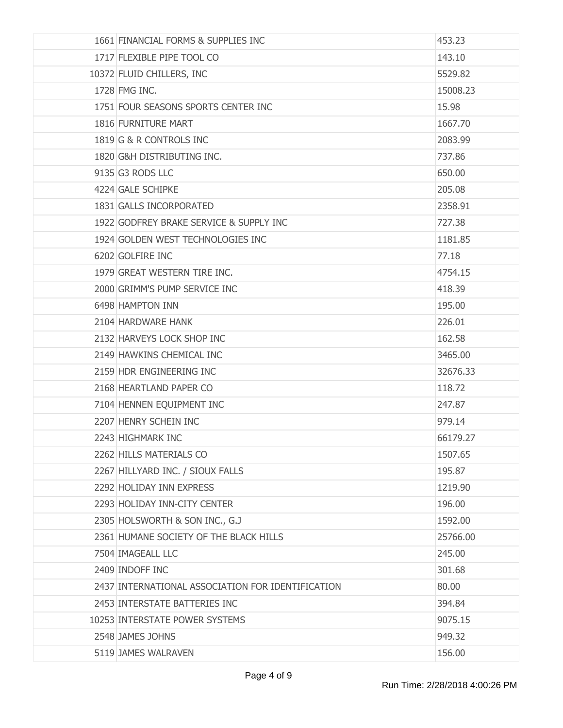| | | |
|---|---|---|
| 1661 | FINANCIAL FORMS & SUPPLIES INC | 453.23 |
| 1717 | FLEXIBLE PIPE TOOL CO | 143.10 |
| 10372 | FLUID CHILLERS, INC | 5529.82 |
| 1728 | FMG INC. | 15008.23 |
| 1751 | FOUR SEASONS SPORTS CENTER INC | 15.98 |
| 1816 | FURNITURE MART | 1667.70 |
| 1819 | G & R CONTROLS INC | 2083.99 |
| 1820 | G&H DISTRIBUTING INC. | 737.86 |
| 9135 | G3 RODS LLC | 650.00 |
| 4224 | GALE SCHIPKE | 205.08 |
| 1831 | GALLS INCORPORATED | 2358.91 |
| 1922 | GODFREY BRAKE SERVICE & SUPPLY INC | 727.38 |
| 1924 | GOLDEN WEST TECHNOLOGIES INC | 1181.85 |
| 6202 | GOLFIRE INC | 77.18 |
| 1979 | GREAT WESTERN TIRE INC. | 4754.15 |
| 2000 | GRIMM'S PUMP SERVICE INC | 418.39 |
| 6498 | HAMPTON INN | 195.00 |
| 2104 | HARDWARE HANK | 226.01 |
| 2132 | HARVEYS LOCK SHOP INC | 162.58 |
| 2149 | HAWKINS CHEMICAL INC | 3465.00 |
| 2159 | HDR ENGINEERING INC | 32676.33 |
| 2168 | HEARTLAND PAPER CO | 118.72 |
| 7104 | HENNEN EQUIPMENT INC | 247.87 |
| 2207 | HENRY SCHEIN INC | 979.14 |
| 2243 | HIGHMARK INC | 66179.27 |
| 2262 | HILLS MATERIALS CO | 1507.65 |
| 2267 | HILLYARD INC. / SIOUX FALLS | 195.87 |
| 2292 | HOLIDAY INN EXPRESS | 1219.90 |
| 2293 | HOLIDAY INN-CITY CENTER | 196.00 |
| 2305 | HOLSWORTH & SON INC., G.J | 1592.00 |
| 2361 | HUMANE SOCIETY OF THE BLACK HILLS | 25766.00 |
| 7504 | IMAGEALL LLC | 245.00 |
| 2409 | INDOFF INC | 301.68 |
| 2437 | INTERNATIONAL ASSOCIATION FOR IDENTIFICATION | 80.00 |
| 2453 | INTERSTATE BATTERIES INC | 394.84 |
| 10253 | INTERSTATE POWER SYSTEMS | 9075.15 |
| 2548 | JAMES JOHNS | 949.32 |
| 5119 | JAMES WALRAVEN | 156.00 |

Run Time: 2/28/2018 4:00:26 PM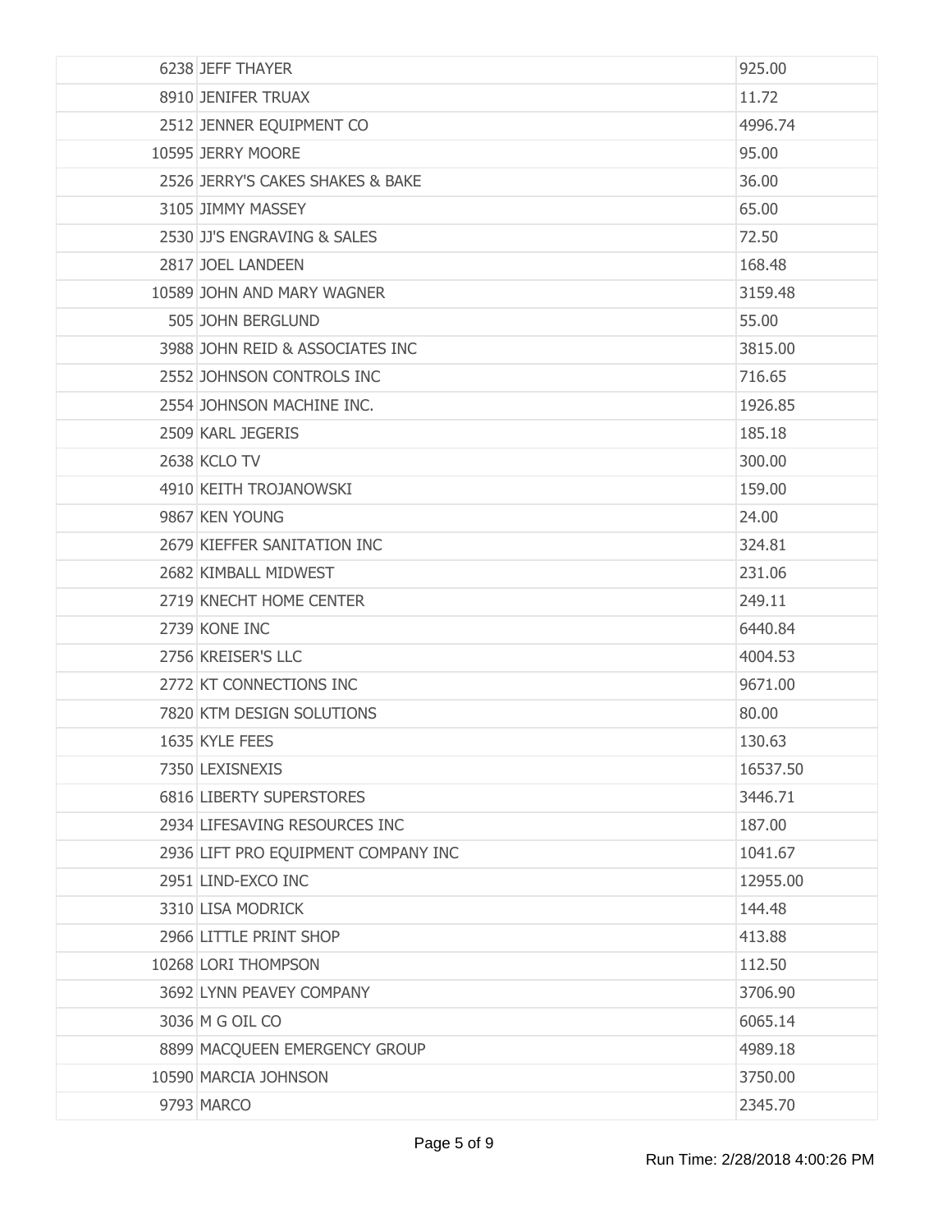| | | |
|---|---|---|
| 6238 | JEFF THAYER | 925.00 |
| 8910 | JENIFER TRUAX | 11.72 |
| 2512 | JENNER EQUIPMENT CO | 4996.74 |
| 10595 | JERRY MOORE | 95.00 |
| 2526 | JERRY'S CAKES SHAKES & BAKE | 36.00 |
| 3105 | JIMMY MASSEY | 65.00 |
| 2530 | JJ'S ENGRAVING & SALES | 72.50 |
| 2817 | JOEL LANDEEN | 168.48 |
| 10589 | JOHN AND MARY WAGNER | 3159.48 |
| 505 | JOHN BERGLUND | 55.00 |
| 3988 | JOHN REID & ASSOCIATES INC | 3815.00 |
| 2552 | JOHNSON CONTROLS INC | 716.65 |
| 2554 | JOHNSON MACHINE INC. | 1926.85 |
| 2509 | KARL JEGERIS | 185.18 |
| 2638 | KCLO TV | 300.00 |
| 4910 | KEITH TROJANOWSKI | 159.00 |
| 9867 | KEN YOUNG | 24.00 |
| 2679 | KIEFFER SANITATION INC | 324.81 |
| 2682 | KIMBALL MIDWEST | 231.06 |
| 2719 | KNECHT HOME CENTER | 249.11 |
| 2739 | KONE INC | 6440.84 |
| 2756 | KREISER'S LLC | 4004.53 |
| 2772 | KT CONNECTIONS INC | 9671.00 |
| 7820 | KTM DESIGN SOLUTIONS | 80.00 |
| 1635 | KYLE FEES | 130.63 |
| 7350 | LEXISNEXIS | 16537.50 |
| 6816 | LIBERTY SUPERSTORES | 3446.71 |
| 2934 | LIFESAVING RESOURCES INC | 187.00 |
| 2936 | LIFT PRO EQUIPMENT COMPANY INC | 1041.67 |
| 2951 | LIND-EXCO INC | 12955.00 |
| 3310 | LISA MODRICK | 144.48 |
| 2966 | LITTLE PRINT SHOP | 413.88 |
| 10268 | LORI THOMPSON | 112.50 |
| 3692 | LYNN PEAVEY COMPANY | 3706.90 |
| 3036 | M G OIL CO | 6065.14 |
| 8899 | MACQUEEN EMERGENCY GROUP | 4989.18 |
| 10590 | MARCIA JOHNSON | 3750.00 |
| 9793 | MARCO | 2345.70 |

Run Time: 2/28/2018 4:00:26 PM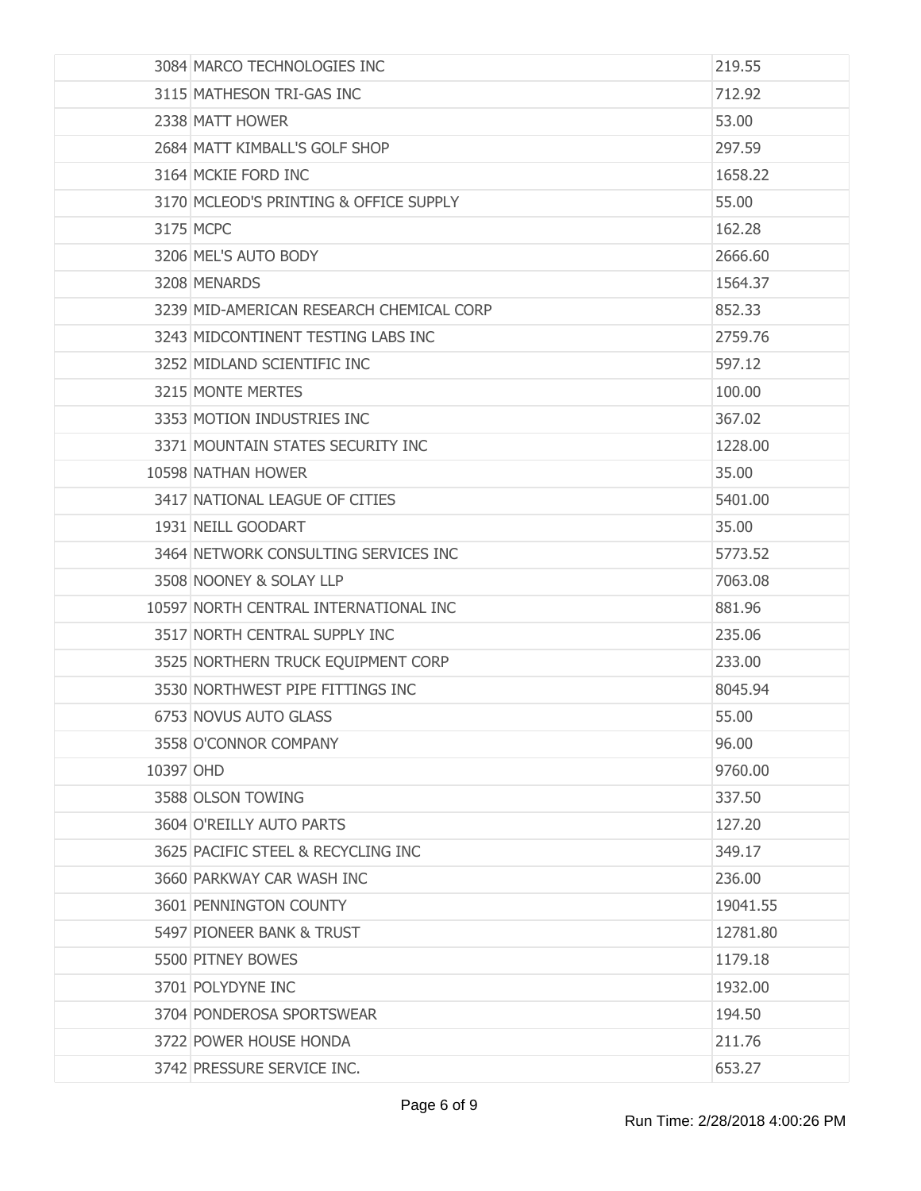| | | |
|---|---|---|
| 3084 | MARCO TECHNOLOGIES INC | 219.55 |
| 3115 | MATHESON TRI-GAS INC | 712.92 |
| 2338 | MATT HOWER | 53.00 |
| 2684 | MATT KIMBALL'S GOLF SHOP | 297.59 |
| 3164 | MCKIE FORD INC | 1658.22 |
| 3170 | MCLEOD'S PRINTING & OFFICE SUPPLY | 55.00 |
| 3175 | MCPC | 162.28 |
| 3206 | MEL'S AUTO BODY | 2666.60 |
| 3208 | MENARDS | 1564.37 |
| 3239 | MID-AMERICAN RESEARCH CHEMICAL CORP | 852.33 |
| 3243 | MIDCONTINENT TESTING LABS INC | 2759.76 |
| 3252 | MIDLAND SCIENTIFIC INC | 597.12 |
| 3215 | MONTE MERTES | 100.00 |
| 3353 | MOTION INDUSTRIES INC | 367.02 |
| 3371 | MOUNTAIN STATES SECURITY INC | 1228.00 |
| 10598 | NATHAN HOWER | 35.00 |
| 3417 | NATIONAL LEAGUE OF CITIES | 5401.00 |
| 1931 | NEILL GOODART | 35.00 |
| 3464 | NETWORK CONSULTING SERVICES INC | 5773.52 |
| 3508 | NOONEY & SOLAY LLP | 7063.08 |
| 10597 | NORTH CENTRAL INTERNATIONAL INC | 881.96 |
| 3517 | NORTH CENTRAL SUPPLY INC | 235.06 |
| 3525 | NORTHERN TRUCK EQUIPMENT CORP | 233.00 |
| 3530 | NORTHWEST PIPE FITTINGS INC | 8045.94 |
| 6753 | NOVUS AUTO GLASS | 55.00 |
| 3558 | O'CONNOR COMPANY | 96.00 |
| 10397 | OHD | 9760.00 |
| 3588 | OLSON TOWING | 337.50 |
| 3604 | O'REILLY AUTO PARTS | 127.20 |
| 3625 | PACIFIC STEEL & RECYCLING INC | 349.17 |
| 3660 | PARKWAY CAR WASH INC | 236.00 |
| 3601 | PENNINGTON COUNTY | 19041.55 |
| 5497 | PIONEER BANK & TRUST | 12781.80 |
| 5500 | PITNEY BOWES | 1179.18 |
| 3701 | POLYDYNE INC | 1932.00 |
| 3704 | PONDEROSA SPORTSWEAR | 194.50 |
| 3722 | POWER HOUSE HONDA | 211.76 |
| 3742 | PRESSURE SERVICE INC. | 653.27 |

Run Time: 2/28/2018 4:00:26 PM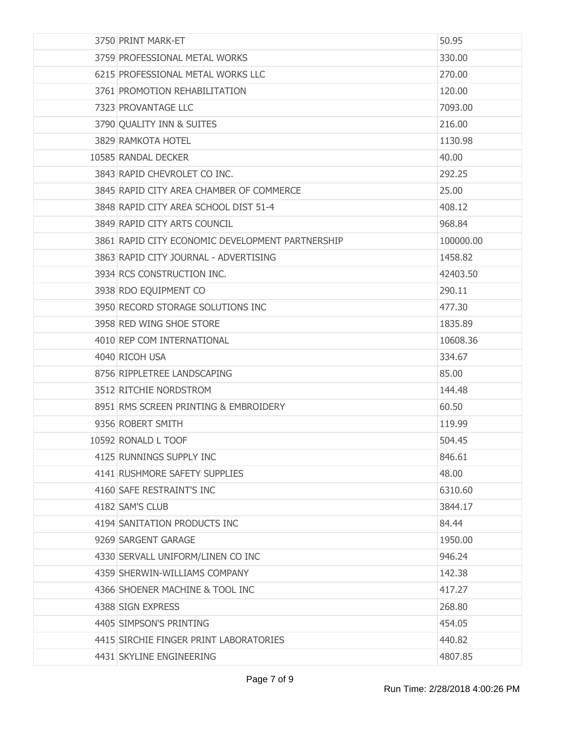| | | |
|---|---|---|
| 3750 | PRINT MARK-ET | 50.95 |
| 3759 | PROFESSIONAL METAL WORKS | 330.00 |
| 6215 | PROFESSIONAL METAL WORKS LLC | 270.00 |
| 3761 | PROMOTION REHABILITATION | 120.00 |
| 7323 | PROVANTAGE LLC | 7093.00 |
| 3790 | QUALITY INN & SUITES | 216.00 |
| 3829 | RAMKOTA HOTEL | 1130.98 |
| 10585 | RANDAL DECKER | 40.00 |
| 3843 | RAPID CHEVROLET CO INC. | 292.25 |
| 3845 | RAPID CITY AREA CHAMBER OF COMMERCE | 25.00 |
| 3848 | RAPID CITY AREA SCHOOL DIST 51-4 | 408.12 |
| 3849 | RAPID CITY ARTS COUNCIL | 968.84 |
| 3861 | RAPID CITY ECONOMIC DEVELOPMENT PARTNERSHIP | 100000.00 |
| 3863 | RAPID CITY JOURNAL - ADVERTISING | 1458.82 |
| 3934 | RCS CONSTRUCTION INC. | 42403.50 |
| 3938 | RDO EQUIPMENT CO | 290.11 |
| 3950 | RECORD STORAGE SOLUTIONS INC | 477.30 |
| 3958 | RED WING SHOE STORE | 1835.89 |
| 4010 | REP COM INTERNATIONAL | 10608.36 |
| 4040 | RICOH USA | 334.67 |
| 8756 | RIPPLETREE LANDSCAPING | 85.00 |
| 3512 | RITCHIE NORDSTROM | 144.48 |
| 8951 | RMS SCREEN PRINTING & EMBROIDERY | 60.50 |
| 9356 | ROBERT SMITH | 119.99 |
| 10592 | RONALD L TOOF | 504.45 |
| 4125 | RUNNINGS SUPPLY INC | 846.61 |
| 4141 | RUSHMORE SAFETY SUPPLIES | 48.00 |
| 4160 | SAFE RESTRAINT'S INC | 6310.60 |
| 4182 | SAM'S CLUB | 3844.17 |
| 4194 | SANITATION PRODUCTS INC | 84.44 |
| 9269 | SARGENT GARAGE | 1950.00 |
| 4330 | SERVALL UNIFORM/LINEN CO INC | 946.24 |
| 4359 | SHERWIN-WILLIAMS COMPANY | 142.38 |
| 4366 | SHOENER MACHINE & TOOL INC | 417.27 |
| 4388 | SIGN EXPRESS | 268.80 |
| 4405 | SIMPSON'S PRINTING | 454.05 |
| 4415 | SIRCHIE FINGER PRINT LABORATORIES | 440.82 |
| 4431 | SKYLINE ENGINEERING | 4807.85 |

Run Time: 2/28/2018 4:00:26 PM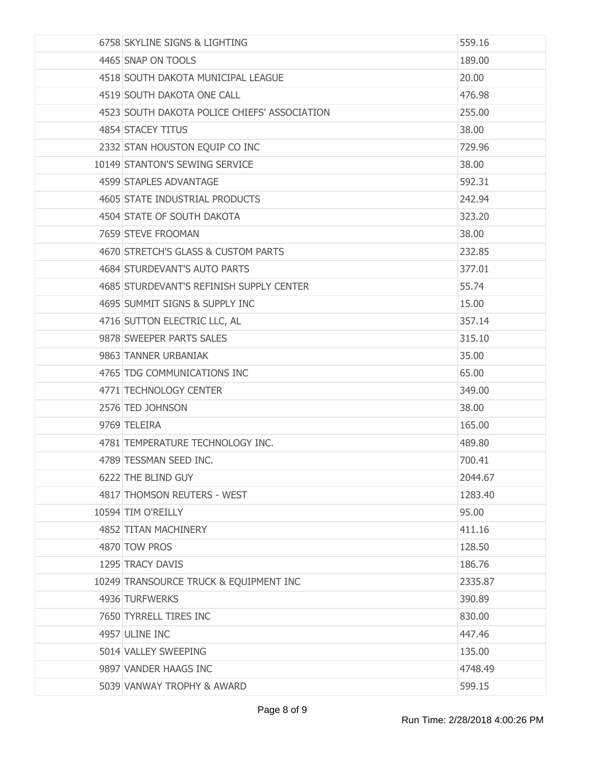| | | |
|---|---|---|
| | 6758 SKYLINE SIGNS & LIGHTING | 559.16 |
| | 4465 SNAP ON TOOLS | 189.00 |
| | 4518 SOUTH DAKOTA MUNICIPAL LEAGUE | 20.00 |
| | 4519 SOUTH DAKOTA ONE CALL | 476.98 |
| | 4523 SOUTH DAKOTA POLICE CHIEFS' ASSOCIATION | 255.00 |
| | 4854 STACEY TITUS | 38.00 |
| | 2332 STAN HOUSTON EQUIP CO INC | 729.96 |
| | 10149 STANTON'S SEWING SERVICE | 38.00 |
| | 4599 STAPLES ADVANTAGE | 592.31 |
| | 4605 STATE INDUSTRIAL PRODUCTS | 242.94 |
| | 4504 STATE OF SOUTH DAKOTA | 323.20 |
| | 7659 STEVE FROOMAN | 38.00 |
| | 4670 STRETCH'S GLASS & CUSTOM PARTS | 232.85 |
| | 4684 STURDEVANT'S AUTO PARTS | 377.01 |
| | 4685 STURDEVANT'S REFINISH SUPPLY CENTER | 55.74 |
| | 4695 SUMMIT SIGNS & SUPPLY INC | 15.00 |
| | 4716 SUTTON ELECTRIC LLC, AL | 357.14 |
| | 9878 SWEEPER PARTS SALES | 315.10 |
| | 9863 TANNER URBANIAK | 35.00 |
| | 4765 TDG COMMUNICATIONS INC | 65.00 |
| | 4771 TECHNOLOGY CENTER | 349.00 |
| | 2576 TED JOHNSON | 38.00 |
| | 9769 TELEIRA | 165.00 |
| | 4781 TEMPERATURE TECHNOLOGY INC. | 489.80 |
| | 4789 TESSMAN SEED INC. | 700.41 |
| | 6222 THE BLIND GUY | 2044.67 |
| | 4817 THOMSON REUTERS - WEST | 1283.40 |
| | 10594 TIM O'REILLY | 95.00 |
| | 4852 TITAN MACHINERY | 411.16 |
| | 4870 TOW PROS | 128.50 |
| | 1295 TRACY DAVIS | 186.76 |
| | 10249 TRANSOURCE TRUCK & EQUIPMENT INC | 2335.87 |
| | 4936 TURFWERKS | 390.89 |
| | 7650 TYRRELL TIRES INC | 830.00 |
| | 4957 ULINE INC | 447.46 |
| | 5014 VALLEY SWEEPING | 135.00 |
| | 9897 VANDER HAAGS INC | 4748.49 |
| | 5039 VANWAY TROPHY & AWARD | 599.15 |

Run Time: 2/28/2018 4:00:26 PM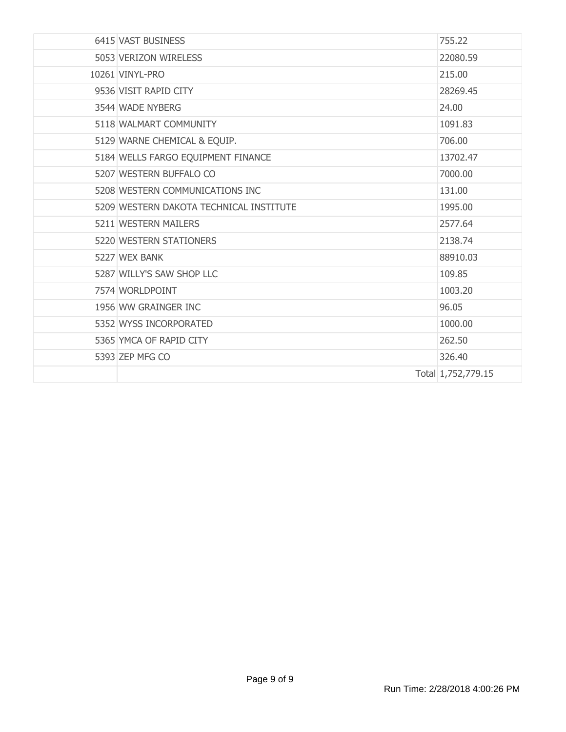| | | |
|---|---|---|
| 6415 | VAST BUSINESS | 755.22 |
| 5053 | VERIZON WIRELESS | 22080.59 |
| 10261 | VINYL-PRO | 215.00 |
| 9536 | VISIT RAPID CITY | 28269.45 |
| 3544 | WADE NYBERG | 24.00 |
| 5118 | WALMART COMMUNITY | 1091.83 |
| 5129 | WARNE CHEMICAL & EQUIP. | 706.00 |
| 5184 | WELLS FARGO EQUIPMENT FINANCE | 13702.47 |
| 5207 | WESTERN BUFFALO CO | 7000.00 |
| 5208 | WESTERN COMMUNICATIONS INC | 131.00 |
| 5209 | WESTERN DAKOTA TECHNICAL INSTITUTE | 1995.00 |
| 5211 | WESTERN MAILERS | 2577.64 |
| 5220 | WESTERN STATIONERS | 2138.74 |
| 5227 | WEX BANK | 88910.03 |
| 5287 | WILLY'S SAW SHOP LLC | 109.85 |
| 7574 | WORLDPOINT | 1003.20 |
| 1956 | WW GRAINGER INC | 96.05 |
| 5352 | WYSS INCORPORATED | 1000.00 |
| 5365 | YMCA OF RAPID CITY | 262.50 |
| 5393 | ZEP MFG CO | 326.40 |
| | | Total 1,752,779.15 |

Run Time: 2/28/2018 4:00:26 PM